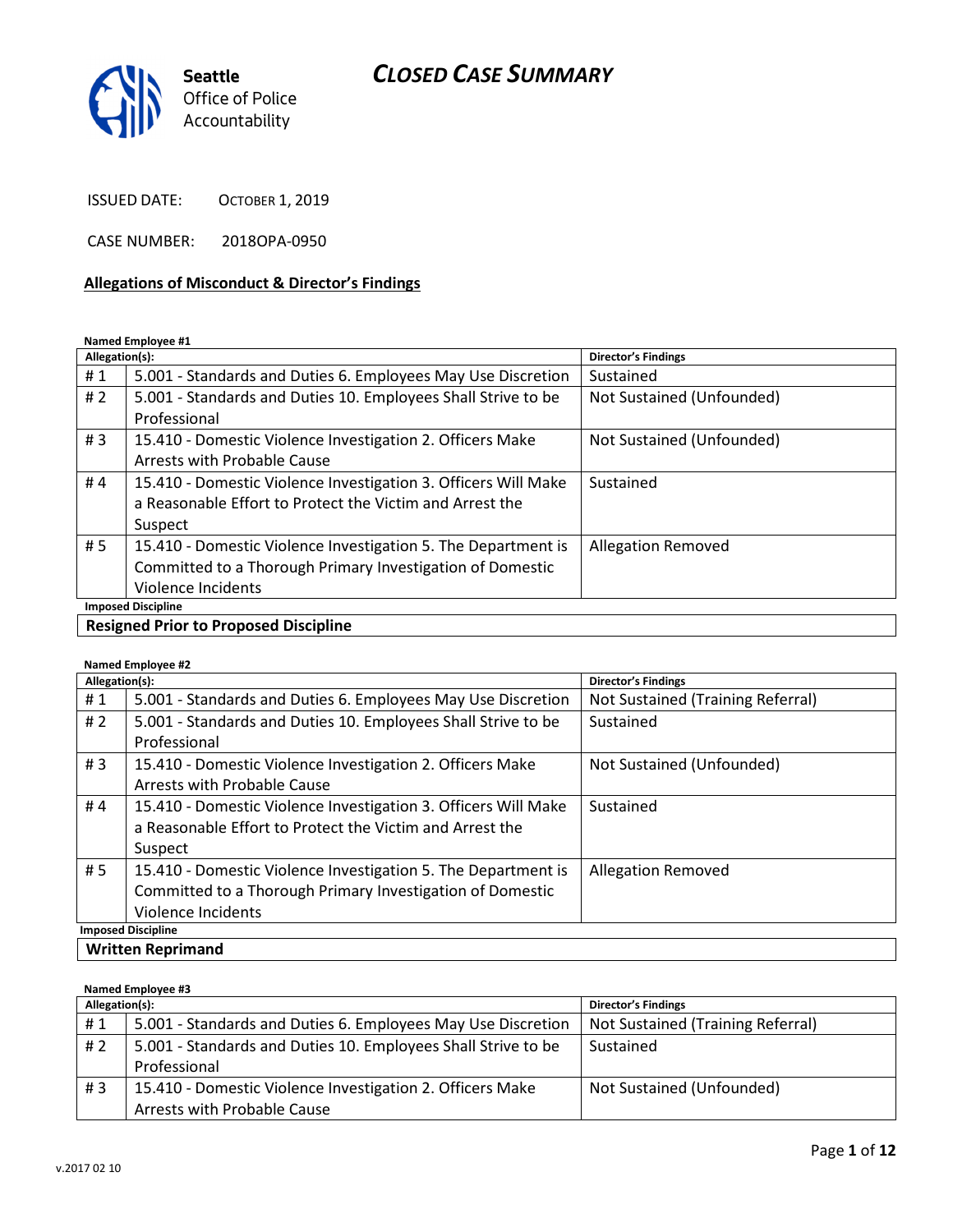# CLOSED CASE SUMMARY

Seattle Office of Police Accountability

ISSUED DATE: OCTOBER 1, 2019

CASE NUMBER: 2018OPA-0950

**Allegations of Misconduct & Director's Findings**

**Named Employee #1**

| Allegation(s): | | Director's Findings |
|---|---|---|
| # 1 | 5.001 - Standards and Duties 6. Employees May Use Discretion | Sustained |
| # 2 | 5.001 - Standards and Duties 10. Employees Shall Strive to be Professional | Not Sustained (Unfounded) |
| # 3 | 15.410 - Domestic Violence Investigation 2. Officers Make Arrests with Probable Cause | Not Sustained (Unfounded) |
| # 4 | 15.410 - Domestic Violence Investigation 3. Officers Will Make a Reasonable Effort to Protect the Victim and Arrest the Suspect | Sustained |
| # 5 | 15.410 - Domestic Violence Investigation 5. The Department is Committed to a Thorough Primary Investigation of Domestic Violence Incidents | Allegation Removed |

**Imposed Discipline**

**Resigned Prior to Proposed Discipline**

**Named Employee #2**

| Allegation(s): | | Director's Findings |
|---|---|---|
| # 1 | 5.001 - Standards and Duties 6. Employees May Use Discretion | Not Sustained (Training Referral) |
| # 2 | 5.001 - Standards and Duties 10. Employees Shall Strive to be Professional | Sustained |
| # 3 | 15.410 - Domestic Violence Investigation 2. Officers Make Arrests with Probable Cause | Not Sustained (Unfounded) |
| # 4 | 15.410 - Domestic Violence Investigation 3. Officers Will Make a Reasonable Effort to Protect the Victim and Arrest the Suspect | Sustained |
| # 5 | 15.410 - Domestic Violence Investigation 5. The Department is Committed to a Thorough Primary Investigation of Domestic Violence Incidents | Allegation Removed |

**Imposed Discipline**

**Written Reprimand**

**Named Employee #3**

| Allegation(s): | | Director's Findings |
|---|---|---|
| # 1 | 5.001 - Standards and Duties 6. Employees May Use Discretion | Not Sustained (Training Referral) |
| # 2 | 5.001 - Standards and Duties 10. Employees Shall Strive to be Professional | Sustained |
| # 3 | 15.410 - Domestic Violence Investigation 2. Officers Make Arrests with Probable Cause | Not Sustained (Unfounded) |

v.2017 02 10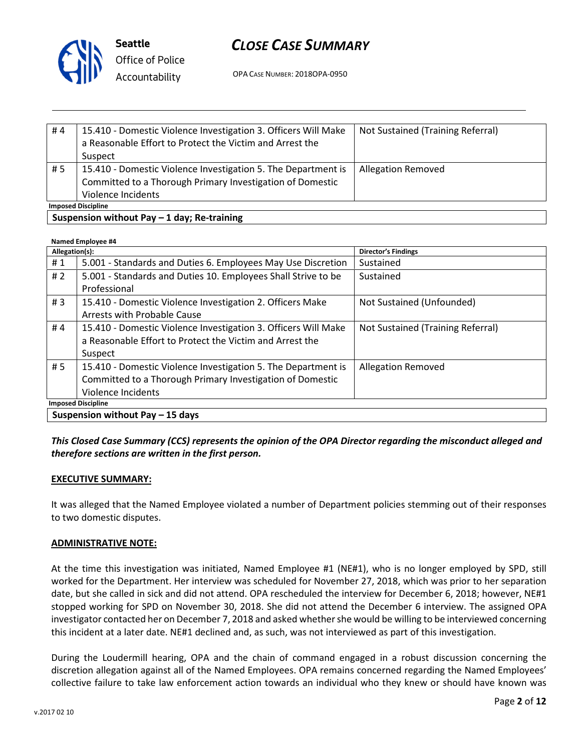| # 4 | 15.410 - Domestic Violence Investigation 3. Officers Will Make a Reasonable Effort to Protect the Victim and Arrest the Suspect | Not Sustained (Training Referral) |
|---|---|---|
| # 5 | 15.410 - Domestic Violence Investigation 5. The Department is Committed to a Thorough Primary Investigation of Domestic Violence Incidents | Allegation Removed |

**Imposed Discipline**

**Suspension without Pay – 1 day; Re-training**

**Named Employee #4**

| Allegation(s): | | Director's Findings |
|---|---|---|
| # 1 | 5.001 - Standards and Duties 6. Employees May Use Discretion | Sustained |
| # 2 | 5.001 - Standards and Duties 10. Employees Shall Strive to be Professional | Sustained |
| # 3 | 15.410 - Domestic Violence Investigation 2. Officers Make Arrests with Probable Cause | Not Sustained (Unfounded) |
| # 4 | 15.410 - Domestic Violence Investigation 3. Officers Will Make a Reasonable Effort to Protect the Victim and Arrest the Suspect | Not Sustained (Training Referral) |
| # 5 | 15.410 - Domestic Violence Investigation 5. The Department is Committed to a Thorough Primary Investigation of Domestic Violence Incidents | Allegation Removed |

**Imposed Discipline**

**Suspension without Pay – 15 days**

***This Closed Case Summary (CCS) represents the opinion of the OPA Director regarding the misconduct alleged and therefore sections are written in the first person.***

**EXECUTIVE SUMMARY:**

It was alleged that the Named Employee violated a number of Department policies stemming out of their responses to two domestic disputes.

**ADMINISTRATIVE NOTE:**

At the time this investigation was initiated, Named Employee #1 (NE#1), who is no longer employed by SPD, still worked for the Department. Her interview was scheduled for November 27, 2018, which was prior to her separation date, but she called in sick and did not attend. OPA rescheduled the interview for December 6, 2018; however, NE#1 stopped working for SPD on November 30, 2018. She did not attend the December 6 interview. The assigned OPA investigator contacted her on December 7, 2018 and asked whether she would be willing to be interviewed concerning this incident at a later date. NE#1 declined and, as such, was not interviewed as part of this investigation.

During the Loudermill hearing, OPA and the chain of command engaged in a robust discussion concerning the discretion allegation against all of the Named Employees. OPA remains concerned regarding the Named Employees' collective failure to take law enforcement action towards an individual who they knew or should have known was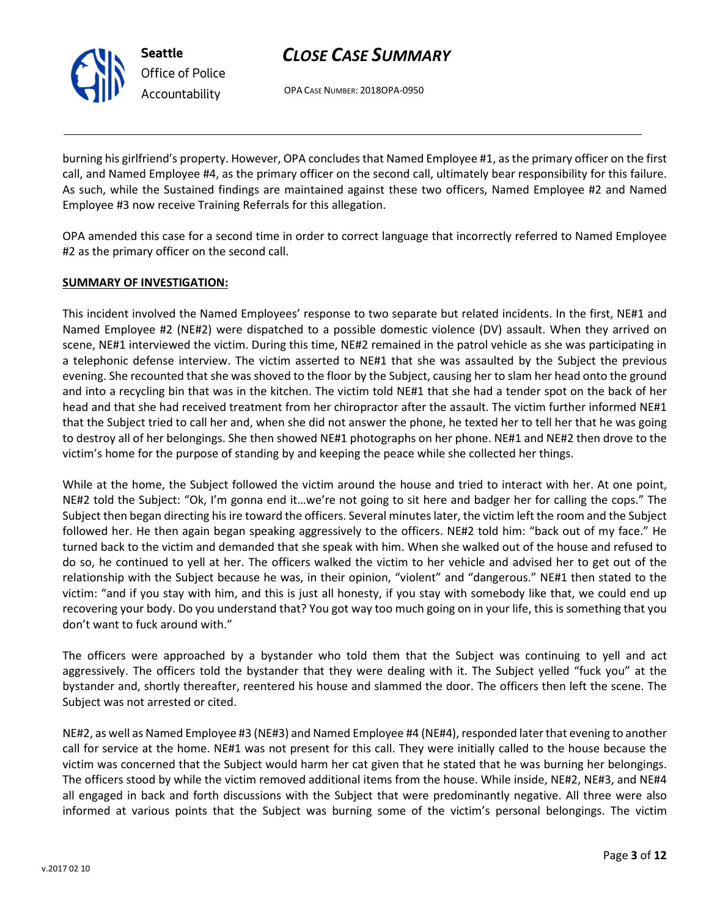burning his girlfriend's property. However, OPA concludes that Named Employee #1, as the primary officer on the first call, and Named Employee #4, as the primary officer on the second call, ultimately bear responsibility for this failure. As such, while the Sustained findings are maintained against these two officers, Named Employee #2 and Named Employee #3 now receive Training Referrals for this allegation.

OPA amended this case for a second time in order to correct language that incorrectly referred to Named Employee #2 as the primary officer on the second call.

**SUMMARY OF INVESTIGATION:**

This incident involved the Named Employees' response to two separate but related incidents. In the first, NE#1 and Named Employee #2 (NE#2) were dispatched to a possible domestic violence (DV) assault. When they arrived on scene, NE#1 interviewed the victim. During this time, NE#2 remained in the patrol vehicle as she was participating in a telephonic defense interview. The victim asserted to NE#1 that she was assaulted by the Subject the previous evening. She recounted that she was shoved to the floor by the Subject, causing her to slam her head onto the ground and into a recycling bin that was in the kitchen. The victim told NE#1 that she had a tender spot on the back of her head and that she had received treatment from her chiropractor after the assault. The victim further informed NE#1 that the Subject tried to call her and, when she did not answer the phone, he texted her to tell her that he was going to destroy all of her belongings. She then showed NE#1 photographs on her phone. NE#1 and NE#2 then drove to the victim's home for the purpose of standing by and keeping the peace while she collected her things.

While at the home, the Subject followed the victim around the house and tried to interact with her. At one point, NE#2 told the Subject: "Ok, I'm gonna end it…we're not going to sit here and badger her for calling the cops." The Subject then began directing his ire toward the officers. Several minutes later, the victim left the room and the Subject followed her. He then again began speaking aggressively to the officers. NE#2 told him: "back out of my face." He turned back to the victim and demanded that she speak with him. When she walked out of the house and refused to do so, he continued to yell at her. The officers walked the victim to her vehicle and advised her to get out of the relationship with the Subject because he was, in their opinion, "violent" and "dangerous." NE#1 then stated to the victim: "and if you stay with him, and this is just all honesty, if you stay with somebody like that, we could end up recovering your body. Do you understand that? You got way too much going on in your life, this is something that you don't want to fuck around with."

The officers were approached by a bystander who told them that the Subject was continuing to yell and act aggressively. The officers told the bystander that they were dealing with it. The Subject yelled "fuck you" at the bystander and, shortly thereafter, reentered his house and slammed the door. The officers then left the scene. The Subject was not arrested or cited.

NE#2, as well as Named Employee #3 (NE#3) and Named Employee #4 (NE#4), responded later that evening to another call for service at the home. NE#1 was not present for this call. They were initially called to the house because the victim was concerned that the Subject would harm her cat given that he stated that he was burning her belongings. The officers stood by while the victim removed additional items from the house. While inside, NE#2, NE#3, and NE#4 all engaged in back and forth discussions with the Subject that were predominantly negative. All three were also informed at various points that the Subject was burning some of the victim's personal belongings. The victim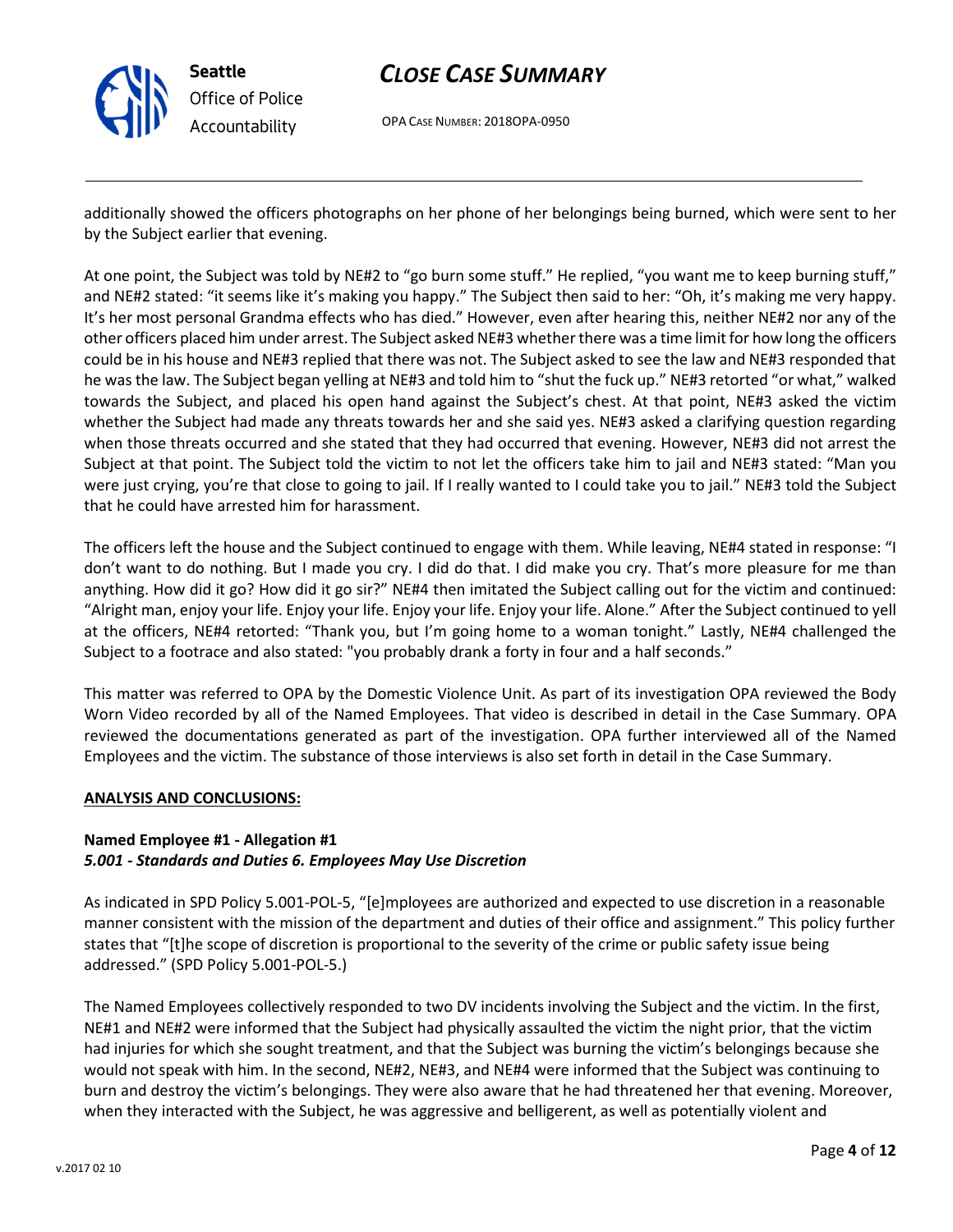additionally showed the officers photographs on her phone of her belongings being burned, which were sent to her by the Subject earlier that evening.

At one point, the Subject was told by NE#2 to "go burn some stuff." He replied, "you want me to keep burning stuff," and NE#2 stated: "it seems like it's making you happy." The Subject then said to her: "Oh, it's making me very happy. It's her most personal Grandma effects who has died." However, even after hearing this, neither NE#2 nor any of the other officers placed him under arrest. The Subject asked NE#3 whether there was a time limit for how long the officers could be in his house and NE#3 replied that there was not. The Subject asked to see the law and NE#3 responded that he was the law. The Subject began yelling at NE#3 and told him to "shut the fuck up." NE#3 retorted "or what," walked towards the Subject, and placed his open hand against the Subject's chest. At that point, NE#3 asked the victim whether the Subject had made any threats towards her and she said yes. NE#3 asked a clarifying question regarding when those threats occurred and she stated that they had occurred that evening. However, NE#3 did not arrest the Subject at that point. The Subject told the victim to not let the officers take him to jail and NE#3 stated: "Man you were just crying, you're that close to going to jail. If I really wanted to I could take you to jail." NE#3 told the Subject that he could have arrested him for harassment.

The officers left the house and the Subject continued to engage with them. While leaving, NE#4 stated in response: "I don't want to do nothing. But I made you cry. I did do that. I did make you cry. That's more pleasure for me than anything. How did it go? How did it go sir?" NE#4 then imitated the Subject calling out for the victim and continued: "Alright man, enjoy your life. Enjoy your life. Enjoy your life. Enjoy your life. Alone." After the Subject continued to yell at the officers, NE#4 retorted: "Thank you, but I'm going home to a woman tonight." Lastly, NE#4 challenged the Subject to a footrace and also stated: "you probably drank a forty in four and a half seconds."

This matter was referred to OPA by the Domestic Violence Unit. As part of its investigation OPA reviewed the Body Worn Video recorded by all of the Named Employees. That video is described in detail in the Case Summary. OPA reviewed the documentations generated as part of the investigation. OPA further interviewed all of the Named Employees and the victim. The substance of those interviews is also set forth in detail in the Case Summary.

**ANALYSIS AND CONCLUSIONS:**

**Named Employee #1 - Allegation #1**
***5.001 - Standards and Duties 6. Employees May Use Discretion***

As indicated in SPD Policy 5.001-POL-5, "[e]mployees are authorized and expected to use discretion in a reasonable manner consistent with the mission of the department and duties of their office and assignment." This policy further states that "[t]he scope of discretion is proportional to the severity of the crime or public safety issue being addressed." (SPD Policy 5.001-POL-5.)

The Named Employees collectively responded to two DV incidents involving the Subject and the victim. In the first, NE#1 and NE#2 were informed that the Subject had physically assaulted the victim the night prior, that the victim had injuries for which she sought treatment, and that the Subject was burning the victim's belongings because she would not speak with him. In the second, NE#2, NE#3, and NE#4 were informed that the Subject was continuing to burn and destroy the victim's belongings. They were also aware that he had threatened her that evening. Moreover, when they interacted with the Subject, he was aggressive and belligerent, as well as potentially violent and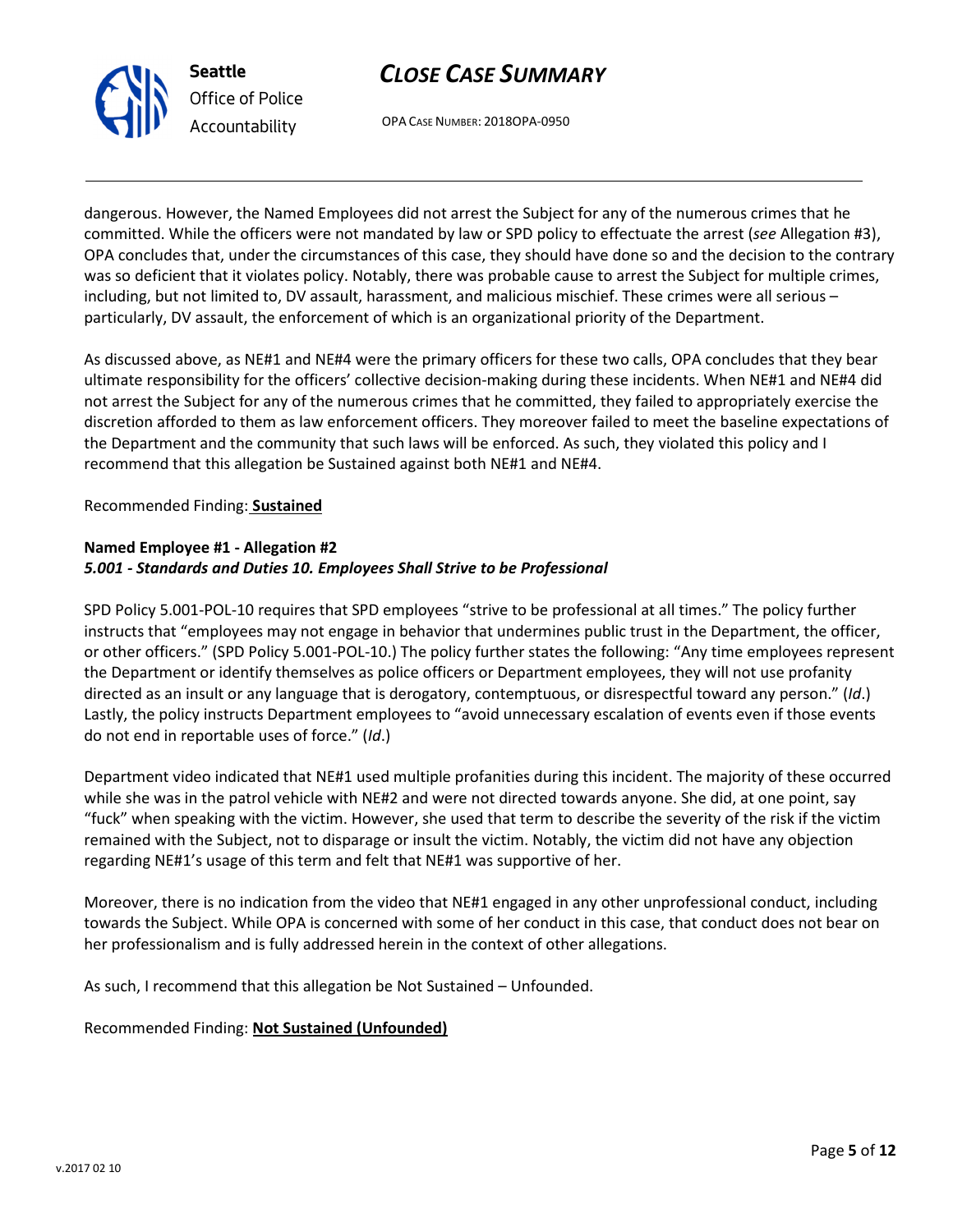dangerous. However, the Named Employees did not arrest the Subject for any of the numerous crimes that he committed. While the officers were not mandated by law or SPD policy to effectuate the arrest (*see* Allegation #3), OPA concludes that, under the circumstances of this case, they should have done so and the decision to the contrary was so deficient that it violates policy. Notably, there was probable cause to arrest the Subject for multiple crimes, including, but not limited to, DV assault, harassment, and malicious mischief. These crimes were all serious – particularly, DV assault, the enforcement of which is an organizational priority of the Department.

As discussed above, as NE#1 and NE#4 were the primary officers for these two calls, OPA concludes that they bear ultimate responsibility for the officers' collective decision-making during these incidents. When NE#1 and NE#4 did not arrest the Subject for any of the numerous crimes that he committed, they failed to appropriately exercise the discretion afforded to them as law enforcement officers. They moreover failed to meet the baseline expectations of the Department and the community that such laws will be enforced. As such, they violated this policy and I recommend that this allegation be Sustained against both NE#1 and NE#4.

Recommended Finding: **Sustained**

**Named Employee #1 - Allegation #2**
***5.001 - Standards and Duties 10. Employees Shall Strive to be Professional***

SPD Policy 5.001-POL-10 requires that SPD employees "strive to be professional at all times." The policy further instructs that "employees may not engage in behavior that undermines public trust in the Department, the officer, or other officers." (SPD Policy 5.001-POL-10.) The policy further states the following: "Any time employees represent the Department or identify themselves as police officers or Department employees, they will not use profanity directed as an insult or any language that is derogatory, contemptuous, or disrespectful toward any person." (*Id*.) Lastly, the policy instructs Department employees to "avoid unnecessary escalation of events even if those events do not end in reportable uses of force." (*Id*.)

Department video indicated that NE#1 used multiple profanities during this incident. The majority of these occurred while she was in the patrol vehicle with NE#2 and were not directed towards anyone. She did, at one point, say "fuck" when speaking with the victim. However, she used that term to describe the severity of the risk if the victim remained with the Subject, not to disparage or insult the victim. Notably, the victim did not have any objection regarding NE#1's usage of this term and felt that NE#1 was supportive of her.

Moreover, there is no indication from the video that NE#1 engaged in any other unprofessional conduct, including towards the Subject. While OPA is concerned with some of her conduct in this case, that conduct does not bear on her professionalism and is fully addressed herein in the context of other allegations.

As such, I recommend that this allegation be Not Sustained – Unfounded.

Recommended Finding: **Not Sustained (Unfounded)**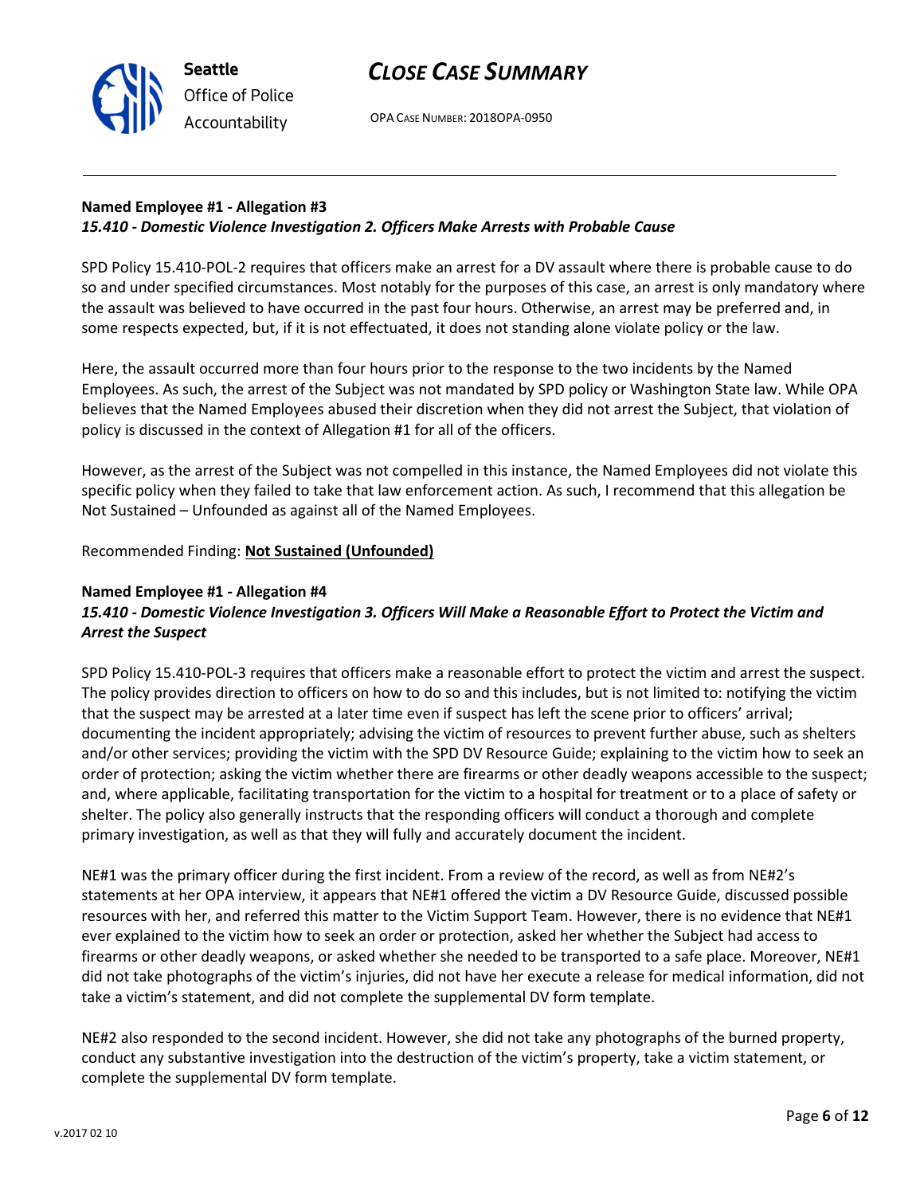**Named Employee #1 - Allegation #3**
***15.410 - Domestic Violence Investigation 2. Officers Make Arrests with Probable Cause***

SPD Policy 15.410-POL-2 requires that officers make an arrest for a DV assault where there is probable cause to do so and under specified circumstances. Most notably for the purposes of this case, an arrest is only mandatory where the assault was believed to have occurred in the past four hours. Otherwise, an arrest may be preferred and, in some respects expected, but, if it is not effectuated, it does not standing alone violate policy or the law.

Here, the assault occurred more than four hours prior to the response to the two incidents by the Named Employees. As such, the arrest of the Subject was not mandated by SPD policy or Washington State law. While OPA believes that the Named Employees abused their discretion when they did not arrest the Subject, that violation of policy is discussed in the context of Allegation #1 for all of the officers.

However, as the arrest of the Subject was not compelled in this instance, the Named Employees did not violate this specific policy when they failed to take that law enforcement action. As such, I recommend that this allegation be Not Sustained – Unfounded as against all of the Named Employees.

Recommended Finding: **Not Sustained (Unfounded)**

**Named Employee #1 - Allegation #4**
***15.410 - Domestic Violence Investigation 3. Officers Will Make a Reasonable Effort to Protect the Victim and Arrest the Suspect***

SPD Policy 15.410-POL-3 requires that officers make a reasonable effort to protect the victim and arrest the suspect. The policy provides direction to officers on how to do so and this includes, but is not limited to: notifying the victim that the suspect may be arrested at a later time even if suspect has left the scene prior to officers' arrival; documenting the incident appropriately; advising the victim of resources to prevent further abuse, such as shelters and/or other services; providing the victim with the SPD DV Resource Guide; explaining to the victim how to seek an order of protection; asking the victim whether there are firearms or other deadly weapons accessible to the suspect; and, where applicable, facilitating transportation for the victim to a hospital for treatment or to a place of safety or shelter. The policy also generally instructs that the responding officers will conduct a thorough and complete primary investigation, as well as that they will fully and accurately document the incident.

NE#1 was the primary officer during the first incident. From a review of the record, as well as from NE#2's statements at her OPA interview, it appears that NE#1 offered the victim a DV Resource Guide, discussed possible resources with her, and referred this matter to the Victim Support Team. However, there is no evidence that NE#1 ever explained to the victim how to seek an order or protection, asked her whether the Subject had access to firearms or other deadly weapons, or asked whether she needed to be transported to a safe place. Moreover, NE#1 did not take photographs of the victim's injuries, did not have her execute a release for medical information, did not take a victim's statement, and did not complete the supplemental DV form template.

NE#2 also responded to the second incident. However, she did not take any photographs of the burned property, conduct any substantive investigation into the destruction of the victim's property, take a victim statement, or complete the supplemental DV form template.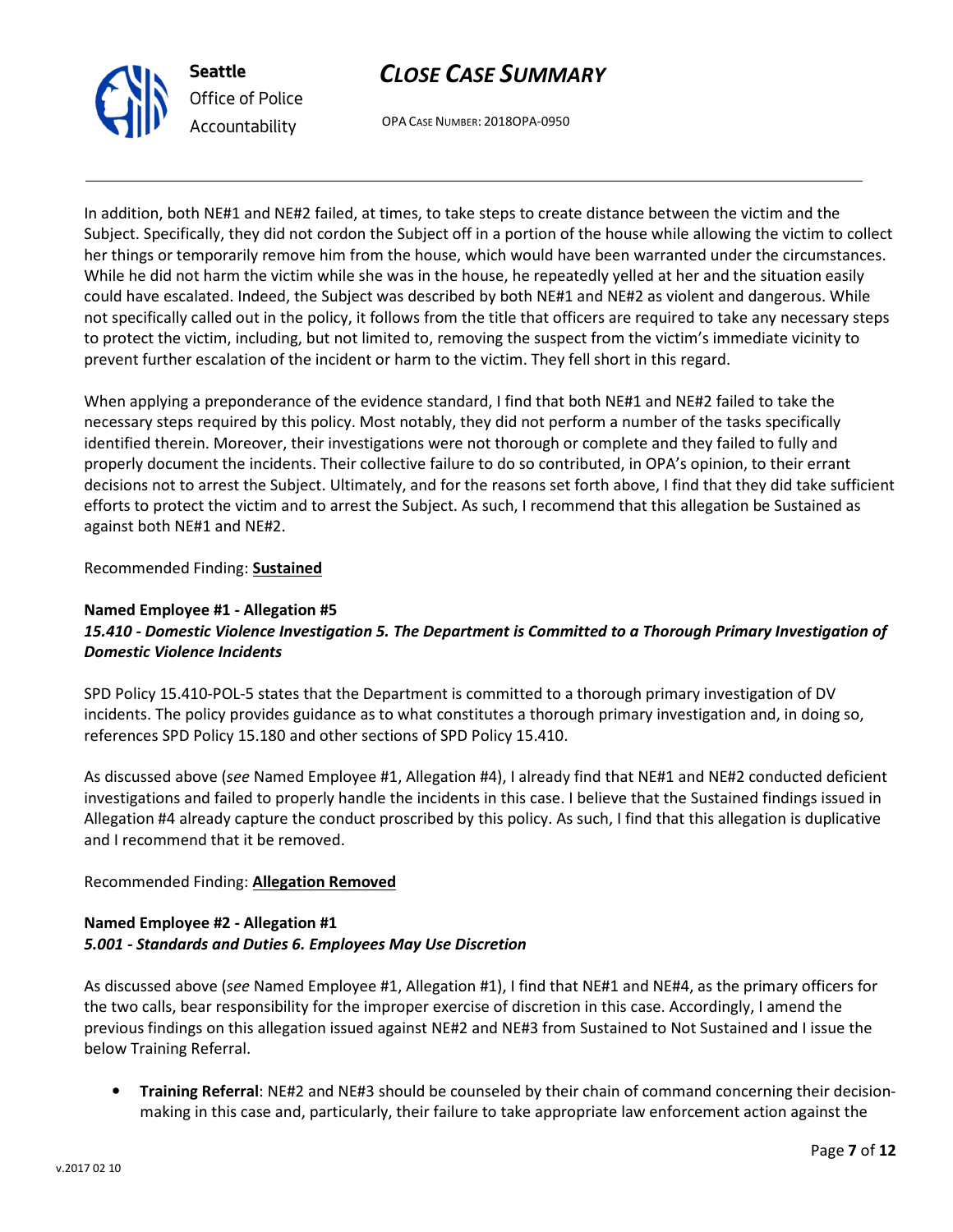In addition, both NE#1 and NE#2 failed, at times, to take steps to create distance between the victim and the Subject. Specifically, they did not cordon the Subject off in a portion of the house while allowing the victim to collect her things or temporarily remove him from the house, which would have been warranted under the circumstances. While he did not harm the victim while she was in the house, he repeatedly yelled at her and the situation easily could have escalated. Indeed, the Subject was described by both NE#1 and NE#2 as violent and dangerous. While not specifically called out in the policy, it follows from the title that officers are required to take any necessary steps to protect the victim, including, but not limited to, removing the suspect from the victim's immediate vicinity to prevent further escalation of the incident or harm to the victim. They fell short in this regard.

When applying a preponderance of the evidence standard, I find that both NE#1 and NE#2 failed to take the necessary steps required by this policy. Most notably, they did not perform a number of the tasks specifically identified therein. Moreover, their investigations were not thorough or complete and they failed to fully and properly document the incidents. Their collective failure to do so contributed, in OPA's opinion, to their errant decisions not to arrest the Subject. Ultimately, and for the reasons set forth above, I find that they did take sufficient efforts to protect the victim and to arrest the Subject. As such, I recommend that this allegation be Sustained as against both NE#1 and NE#2.

Recommended Finding: **Sustained**

**Named Employee #1 - Allegation #5**
***15.410 - Domestic Violence Investigation 5. The Department is Committed to a Thorough Primary Investigation of Domestic Violence Incidents***

SPD Policy 15.410-POL-5 states that the Department is committed to a thorough primary investigation of DV incidents. The policy provides guidance as to what constitutes a thorough primary investigation and, in doing so, references SPD Policy 15.180 and other sections of SPD Policy 15.410.

As discussed above (*see* Named Employee #1, Allegation #4), I already find that NE#1 and NE#2 conducted deficient investigations and failed to properly handle the incidents in this case. I believe that the Sustained findings issued in Allegation #4 already capture the conduct proscribed by this policy. As such, I find that this allegation is duplicative and I recommend that it be removed.

Recommended Finding: **Allegation Removed**

**Named Employee #2 - Allegation #1**
***5.001 - Standards and Duties 6. Employees May Use Discretion***

As discussed above (*see* Named Employee #1, Allegation #1), I find that NE#1 and NE#4, as the primary officers for the two calls, bear responsibility for the improper exercise of discretion in this case. Accordingly, I amend the previous findings on this allegation issued against NE#2 and NE#3 from Sustained to Not Sustained and I issue the below Training Referral.

- **Training Referral**: NE#2 and NE#3 should be counseled by their chain of command concerning their decision-making in this case and, particularly, their failure to take appropriate law enforcement action against the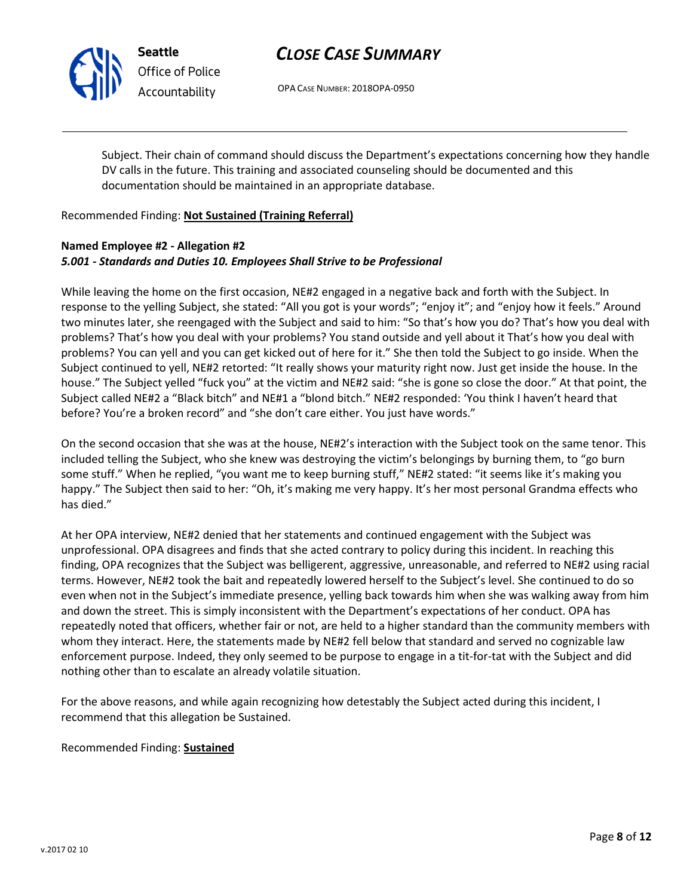Subject. Their chain of command should discuss the Department's expectations concerning how they handle DV calls in the future. This training and associated counseling should be documented and this documentation should be maintained in an appropriate database.

Recommended Finding: **Not Sustained (Training Referral)**

**Named Employee #2 - Allegation #2**
***5.001 - Standards and Duties 10. Employees Shall Strive to be Professional***

While leaving the home on the first occasion, NE#2 engaged in a negative back and forth with the Subject. In response to the yelling Subject, she stated: "All you got is your words"; "enjoy it"; and "enjoy how it feels." Around two minutes later, she reengaged with the Subject and said to him: "So that's how you do? That's how you deal with problems? That's how you deal with your problems? You stand outside and yell about it That's how you deal with problems? You can yell and you can get kicked out of here for it." She then told the Subject to go inside. When the Subject continued to yell, NE#2 retorted: "It really shows your maturity right now. Just get inside the house. In the house." The Subject yelled "fuck you" at the victim and NE#2 said: "she is gone so close the door." At that point, the Subject called NE#2 a "Black bitch" and NE#1 a "blond bitch." NE#2 responded: 'You think I haven't heard that before? You're a broken record" and "she don't care either. You just have words."

On the second occasion that she was at the house, NE#2's interaction with the Subject took on the same tenor. This included telling the Subject, who she knew was destroying the victim's belongings by burning them, to "go burn some stuff." When he replied, "you want me to keep burning stuff," NE#2 stated: "it seems like it's making you happy." The Subject then said to her: "Oh, it's making me very happy. It's her most personal Grandma effects who has died."

At her OPA interview, NE#2 denied that her statements and continued engagement with the Subject was unprofessional. OPA disagrees and finds that she acted contrary to policy during this incident. In reaching this finding, OPA recognizes that the Subject was belligerent, aggressive, unreasonable, and referred to NE#2 using racial terms. However, NE#2 took the bait and repeatedly lowered herself to the Subject's level. She continued to do so even when not in the Subject's immediate presence, yelling back towards him when she was walking away from him and down the street. This is simply inconsistent with the Department's expectations of her conduct. OPA has repeatedly noted that officers, whether fair or not, are held to a higher standard than the community members with whom they interact. Here, the statements made by NE#2 fell below that standard and served no cognizable law enforcement purpose. Indeed, they only seemed to be purpose to engage in a tit-for-tat with the Subject and did nothing other than to escalate an already volatile situation.

For the above reasons, and while again recognizing how detestably the Subject acted during this incident, I recommend that this allegation be Sustained.

Recommended Finding: **Sustained**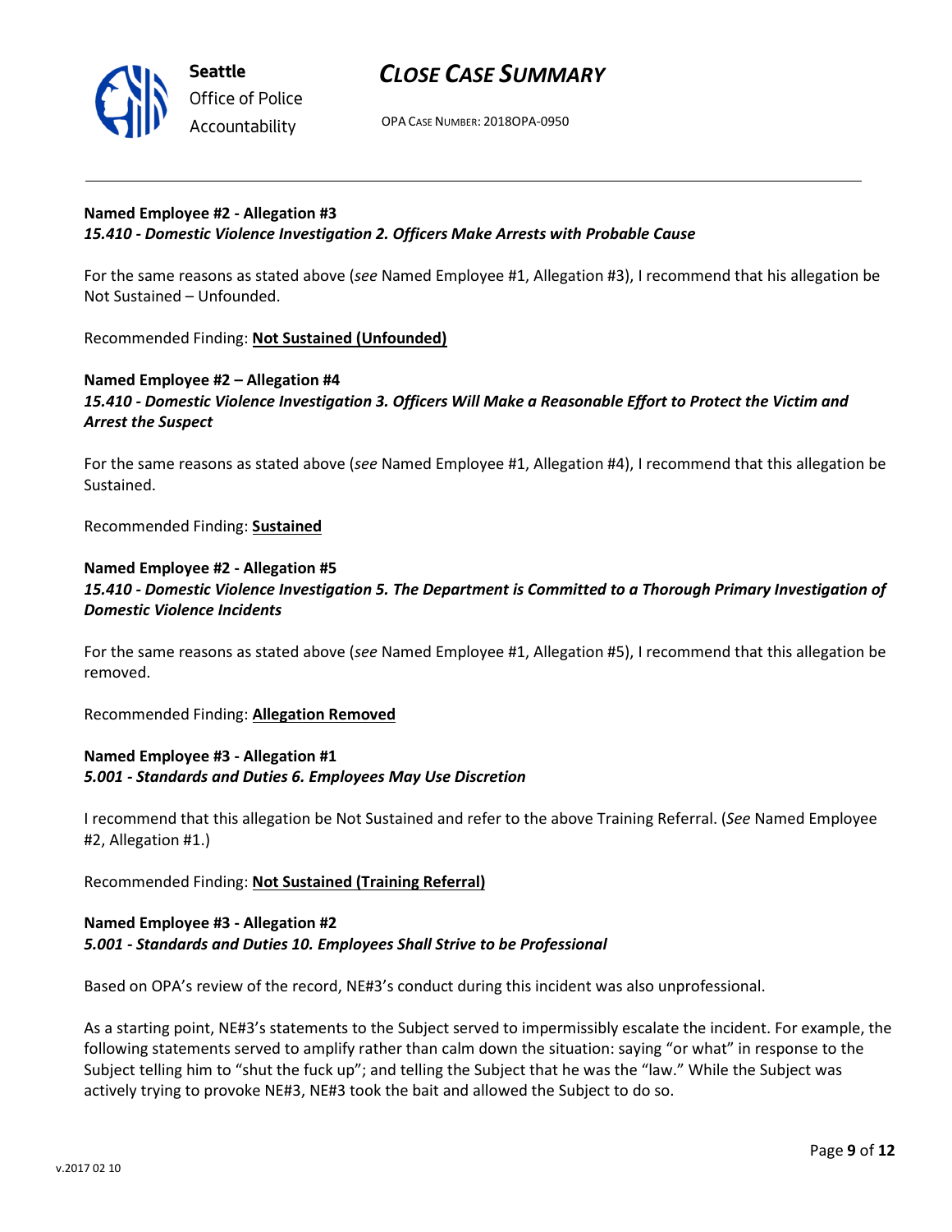**Named Employee #2 - Allegation #3**
***15.410 - Domestic Violence Investigation 2. Officers Make Arrests with Probable Cause***

For the same reasons as stated above (*see* Named Employee #1, Allegation #3), I recommend that his allegation be Not Sustained – Unfounded.

Recommended Finding: **Not Sustained (Unfounded)**

**Named Employee #2 – Allegation #4**
***15.410 - Domestic Violence Investigation 3. Officers Will Make a Reasonable Effort to Protect the Victim and Arrest the Suspect***

For the same reasons as stated above (*see* Named Employee #1, Allegation #4), I recommend that this allegation be Sustained.

Recommended Finding: **Sustained**

**Named Employee #2 - Allegation #5**
***15.410 - Domestic Violence Investigation 5. The Department is Committed to a Thorough Primary Investigation of Domestic Violence Incidents***

For the same reasons as stated above (*see* Named Employee #1, Allegation #5), I recommend that this allegation be removed.

Recommended Finding: **Allegation Removed**

**Named Employee #3 - Allegation #1**
***5.001 - Standards and Duties 6. Employees May Use Discretion***

I recommend that this allegation be Not Sustained and refer to the above Training Referral. (*See* Named Employee #2, Allegation #1.)

Recommended Finding: **Not Sustained (Training Referral)**

**Named Employee #3 - Allegation #2**
***5.001 - Standards and Duties 10. Employees Shall Strive to be Professional***

Based on OPA's review of the record, NE#3's conduct during this incident was also unprofessional.

As a starting point, NE#3's statements to the Subject served to impermissibly escalate the incident. For example, the following statements served to amplify rather than calm down the situation: saying "or what" in response to the Subject telling him to "shut the fuck up"; and telling the Subject that he was the "law." While the Subject was actively trying to provoke NE#3, NE#3 took the bait and allowed the Subject to do so.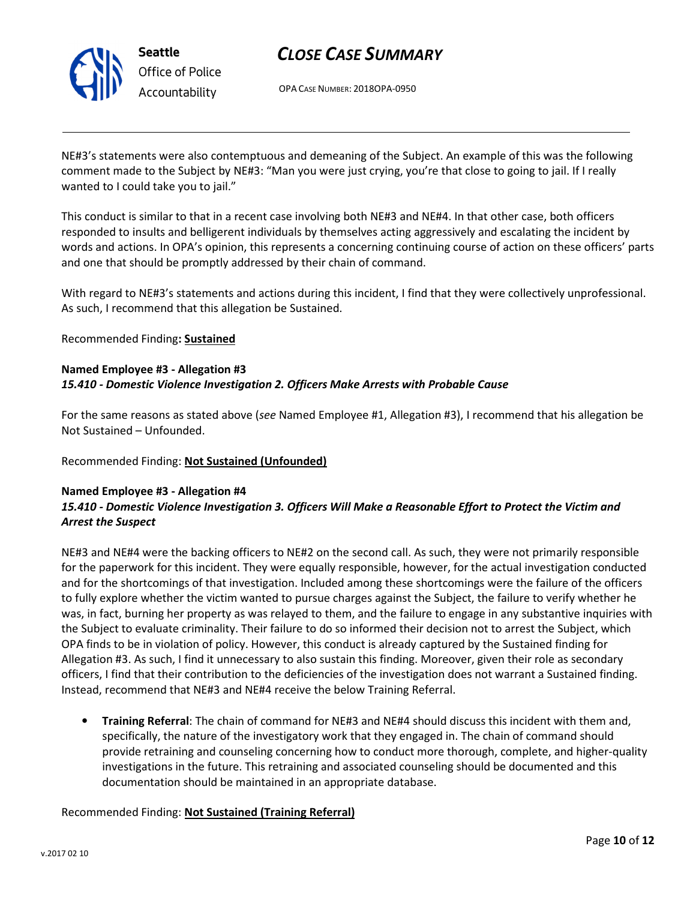NE#3's statements were also contemptuous and demeaning of the Subject. An example of this was the following comment made to the Subject by NE#3: "Man you were just crying, you're that close to going to jail. If I really wanted to I could take you to jail."

This conduct is similar to that in a recent case involving both NE#3 and NE#4. In that other case, both officers responded to insults and belligerent individuals by themselves acting aggressively and escalating the incident by words and actions. In OPA's opinion, this represents a concerning continuing course of action on these officers' parts and one that should be promptly addressed by their chain of command.

With regard to NE#3's statements and actions during this incident, I find that they were collectively unprofessional. As such, I recommend that this allegation be Sustained.

Recommended Finding**: Sustained**

**Named Employee #3 - Allegation #3**
***15.410 - Domestic Violence Investigation 2. Officers Make Arrests with Probable Cause***

For the same reasons as stated above (*see* Named Employee #1, Allegation #3), I recommend that his allegation be Not Sustained – Unfounded.

Recommended Finding: **Not Sustained (Unfounded)**

**Named Employee #3 - Allegation #4**
***15.410 - Domestic Violence Investigation 3. Officers Will Make a Reasonable Effort to Protect the Victim and Arrest the Suspect***

NE#3 and NE#4 were the backing officers to NE#2 on the second call. As such, they were not primarily responsible for the paperwork for this incident. They were equally responsible, however, for the actual investigation conducted and for the shortcomings of that investigation. Included among these shortcomings were the failure of the officers to fully explore whether the victim wanted to pursue charges against the Subject, the failure to verify whether he was, in fact, burning her property as was relayed to them, and the failure to engage in any substantive inquiries with the Subject to evaluate criminality. Their failure to do so informed their decision not to arrest the Subject, which OPA finds to be in violation of policy. However, this conduct is already captured by the Sustained finding for Allegation #3. As such, I find it unnecessary to also sustain this finding. Moreover, given their role as secondary officers, I find that their contribution to the deficiencies of the investigation does not warrant a Sustained finding. Instead, recommend that NE#3 and NE#4 receive the below Training Referral.

- **Training Referral**: The chain of command for NE#3 and NE#4 should discuss this incident with them and, specifically, the nature of the investigatory work that they engaged in. The chain of command should provide retraining and counseling concerning how to conduct more thorough, complete, and higher-quality investigations in the future. This retraining and associated counseling should be documented and this documentation should be maintained in an appropriate database.

Recommended Finding: **Not Sustained (Training Referral)**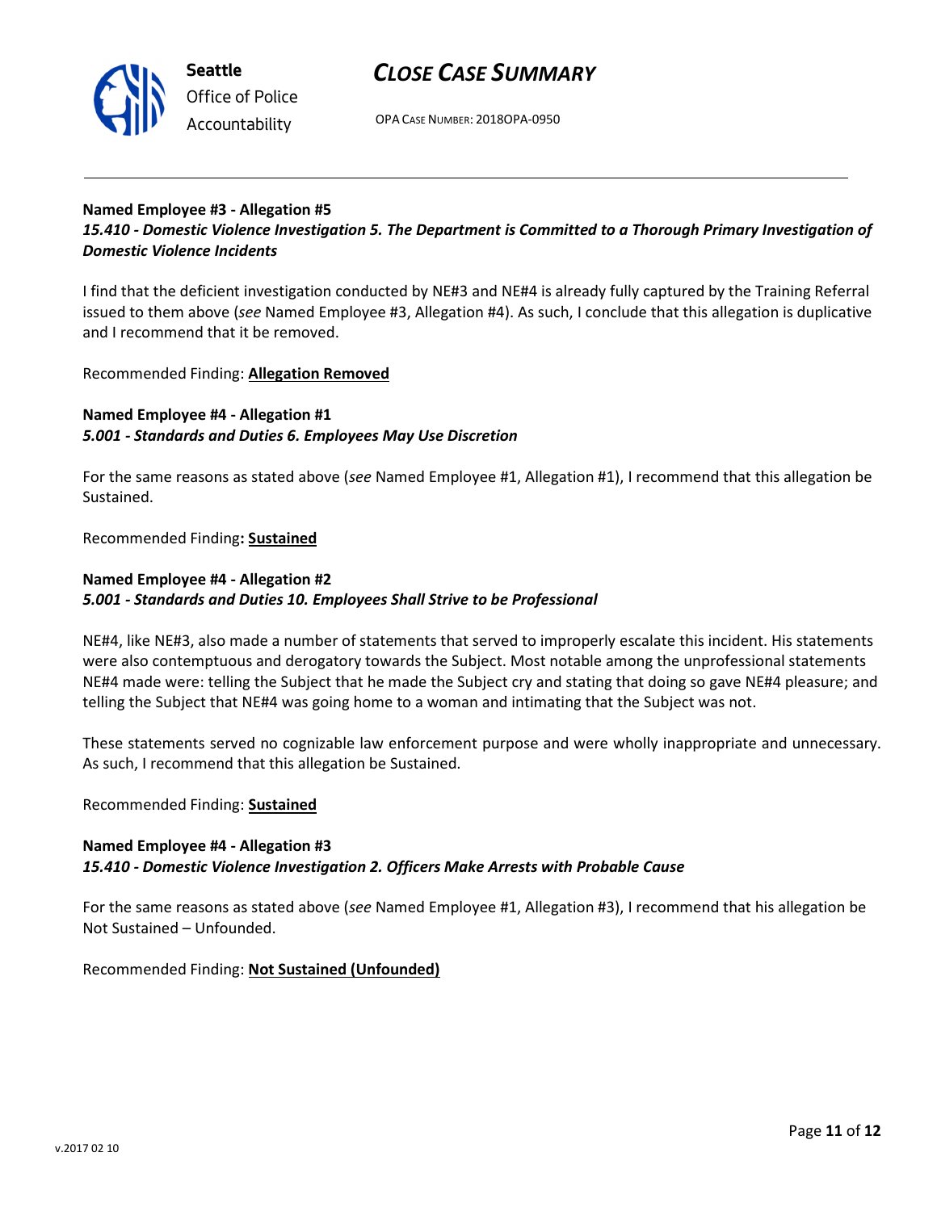**Named Employee #3 - Allegation #5**
***15.410 - Domestic Violence Investigation 5. The Department is Committed to a Thorough Primary Investigation of Domestic Violence Incidents***

I find that the deficient investigation conducted by NE#3 and NE#4 is already fully captured by the Training Referral issued to them above (*see* Named Employee #3, Allegation #4). As such, I conclude that this allegation is duplicative and I recommend that it be removed.

Recommended Finding: **Allegation Removed**

**Named Employee #4 - Allegation #1**
***5.001 - Standards and Duties 6. Employees May Use Discretion***

For the same reasons as stated above (*see* Named Employee #1, Allegation #1), I recommend that this allegation be Sustained.

Recommended Finding**: Sustained**

**Named Employee #4 - Allegation #2**
***5.001 - Standards and Duties 10. Employees Shall Strive to be Professional***

NE#4, like NE#3, also made a number of statements that served to improperly escalate this incident. His statements were also contemptuous and derogatory towards the Subject. Most notable among the unprofessional statements NE#4 made were: telling the Subject that he made the Subject cry and stating that doing so gave NE#4 pleasure; and telling the Subject that NE#4 was going home to a woman and intimating that the Subject was not.

These statements served no cognizable law enforcement purpose and were wholly inappropriate and unnecessary. As such, I recommend that this allegation be Sustained.

Recommended Finding: **Sustained**

**Named Employee #4 - Allegation #3**
***15.410 - Domestic Violence Investigation 2. Officers Make Arrests with Probable Cause***

For the same reasons as stated above (*see* Named Employee #1, Allegation #3), I recommend that his allegation be Not Sustained – Unfounded.

Recommended Finding: **Not Sustained (Unfounded)**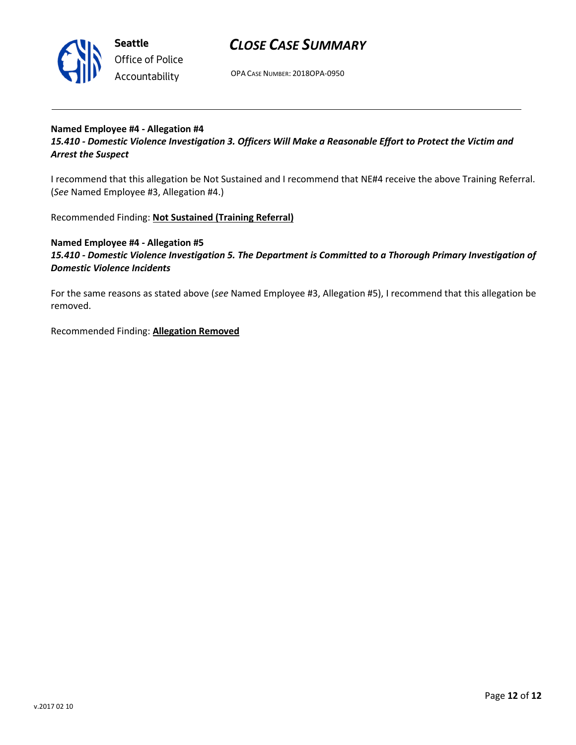**Named Employee #4 - Allegation #4**

***15.410 - Domestic Violence Investigation 3. Officers Will Make a Reasonable Effort to Protect the Victim and Arrest the Suspect***

I recommend that this allegation be Not Sustained and I recommend that NE#4 receive the above Training Referral. (*See* Named Employee #3, Allegation #4.)

Recommended Finding: **Not Sustained (Training Referral)**

**Named Employee #4 - Allegation #5**

***15.410 - Domestic Violence Investigation 5. The Department is Committed to a Thorough Primary Investigation of Domestic Violence Incidents***

For the same reasons as stated above (*see* Named Employee #3, Allegation #5), I recommend that this allegation be removed.

Recommended Finding: **Allegation Removed**